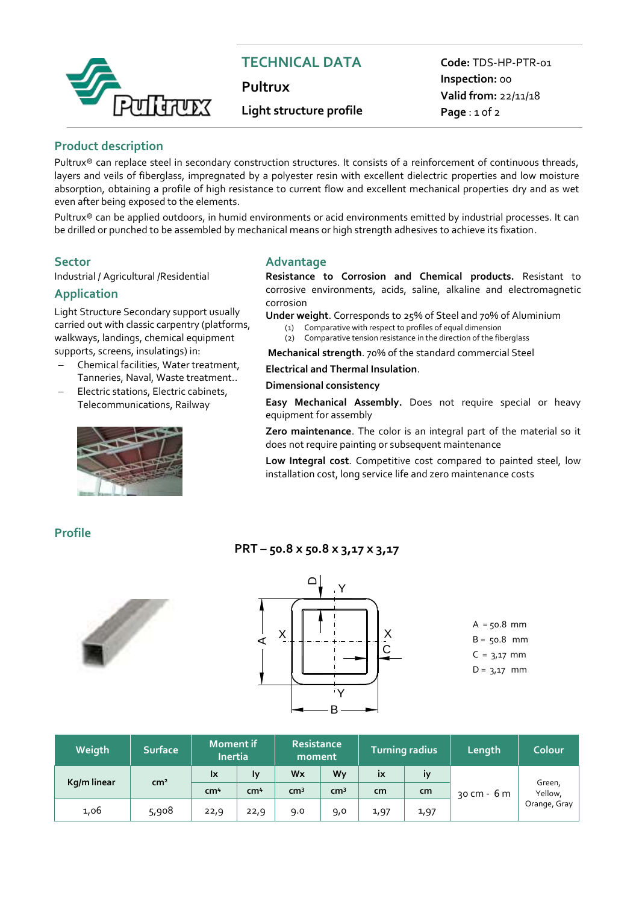# TECHNICAL DATA

**Pultrux**

**Light structure profile**

**Code:** TDS-HP-PTR-01
**Inspection:** 00
**Valid from:** 22/11/18

## Product description

Pultrux® can replace steel in secondary construction structures. It consists of a reinforcement of continuous threads, layers and veils of fiberglass, impregnated by a polyester resin with excellent dielectric properties and low moisture absorption, obtaining a profile of high resistance to current flow and excellent mechanical properties dry and as wet even after being exposed to the elements.

Pultrux® can be applied outdoors, in humid environments or acid environments emitted by industrial processes. It can be drilled or punched to be assembled by mechanical means or high strength adhesives to achieve its fixation.

## Sector

Industrial / Agricultural /Residential

## Application

Light Structure Secondary support usually carried out with classic carpentry (platforms, walkways, landings, chemical equipment supports, screens, insulatings) in:

- Chemical facilities, Water treatment, Tanneries, Naval, Waste treatment..
- Electric stations, Electric cabinets, Telecommunications, Railway

## Advantage

**Resistance to Corrosion and Chemical products.** Resistant to corrosive environments, acids, saline, alkaline and electromagnetic corrosion

**Under weight**. Corresponds to 25% of Steel and 70% of Aluminium

(1) Comparative with respect to profiles of equal dimension
(2) Comparative tension resistance in the direction of the fiberglass

**Mechanical strength**. 70% of the standard commercial Steel

**Electrical and Thermal Insulation**.

**Dimensional consistency**

**Easy Mechanical Assembly.** Does not require special or heavy equipment for assembly

**Zero maintenance**. The color is an integral part of the material so it does not require painting or subsequent maintenance

**Low Integral cost**. Competitive cost compared to painted steel, low installation cost, long service life and zero maintenance costs

## Profile

**PRT – 50.8 x 50.8 x 3,17 x 3,17**

A = 50.8 mm
B = 50.8 mm
C = 3,17 mm
D = 3,17 mm

| Weigth | Surface | Moment if Inertia | | Resistance moment | | Turning radius | | Length | Colour |
|---|---|---|---|---|---|---|---|---|---|
| Kg/m linear | cm² | Ix | Iy | Wx | Wy | ix | iy | 30 cm - 6 m | Green, Yellow, Orange, Gray |
| | | cm⁴ | cm⁴ | cm³ | cm³ | cm | cm | | |
| 1,06 | 5,908 | 22,9 | 22,9 | 9.0 | 9,0 | 1,97 | 1,97 | | |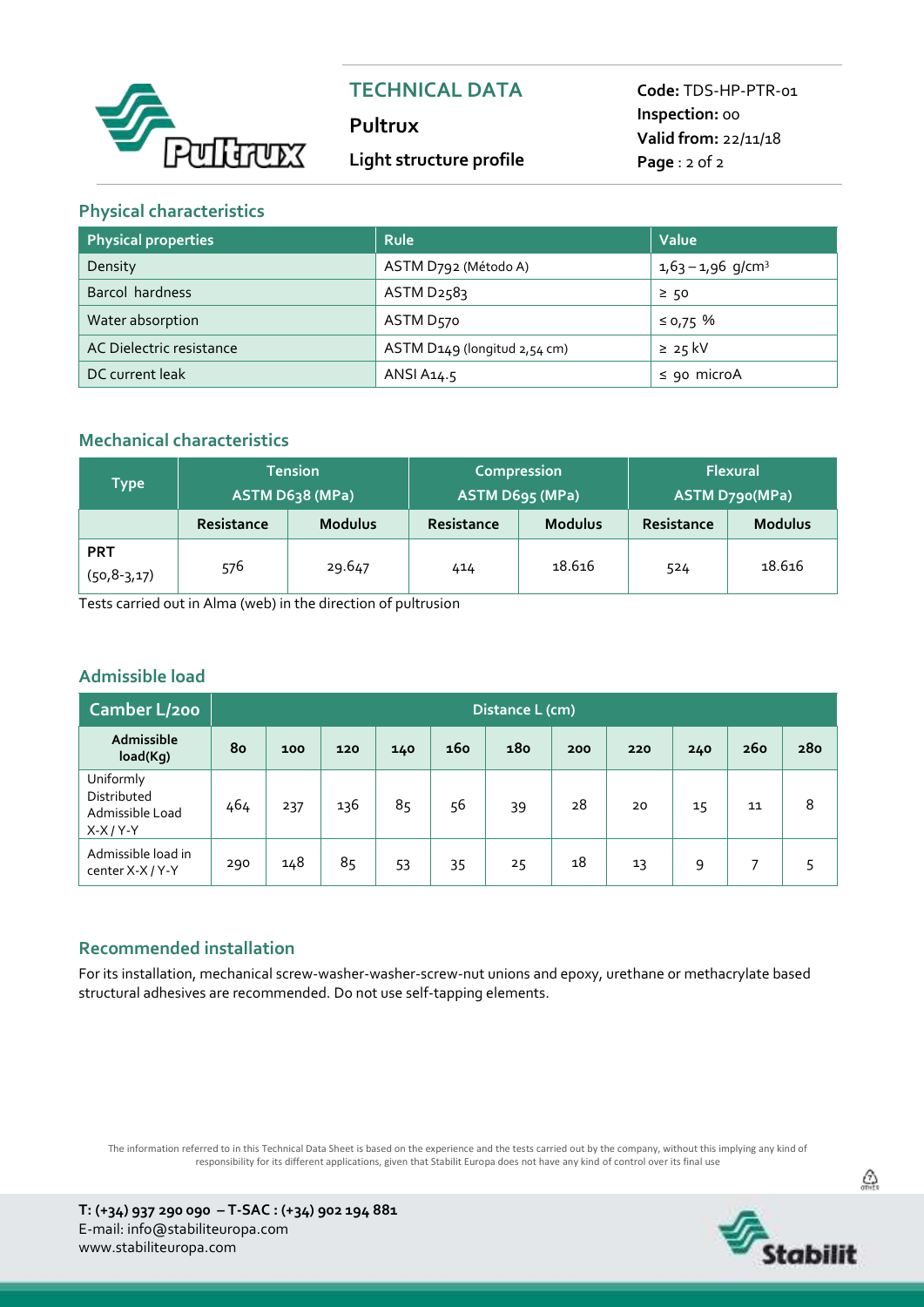# TECHNICAL DATA

**Pultrux**

**Light structure profile**

**Code:** TDS-HP-PTR-01
**Inspection:** 00
**Valid from:** 22/11/18

## Physical characteristics

| Physical properties | Rule | Value |
|---|---|---|
| Density | ASTM D792 (Método A) | 1,63 – 1,96 g/cm³ |
| Barcol hardness | ASTM D2583 | ≥ 50 |
| Water absorption | ASTM D570 | ≤ 0,75 % |
| AC Dielectric resistance | ASTM D149 (longitud 2,54 cm) | ≥ 25 kV |
| DC current leak | ANSI A14.5 | ≤ 90 microA |

## Mechanical characteristics

| Type | Tension ASTM D638 (MPa) | | Compression ASTM D695 (MPa) | | Flexural ASTM D790(MPa) | |
|---|---|---|---|---|---|---|
| | Resistance | Modulus | Resistance | Modulus | Resistance | Modulus |
| **PRT** (50,8-3,17) | 576 | 29.647 | 414 | 18.616 | 524 | 18.616 |

Tests carried out in Alma (web) in the direction of pultrusion

## Admissible load

| Camber L/200 | Distance L (cm) | | | | | | | | | | |
|---|---|---|---|---|---|---|---|---|---|---|---|
| **Admissible load(Kg)** | **80** | **100** | **120** | **140** | **160** | **180** | **200** | **220** | **240** | **260** | **280** |
| Uniformly Distributed Admissible Load X-X / Y-Y | 464 | 237 | 136 | 85 | 56 | 39 | 28 | 20 | 15 | 11 | 8 |
| Admissible load in center X-X / Y-Y | 290 | 148 | 85 | 53 | 35 | 25 | 18 | 13 | 9 | 7 | 5 |

## Recommended installation

For its installation, mechanical screw-washer-washer-screw-nut unions and epoxy, urethane or methacrylate based structural adhesives are recommended. Do not use self-tapping elements.

The information referred to in this Technical Data Sheet is based on the experience and the tests carried out by the company, without this implying any kind of responsibility for its different applications, given that Stabilit Europa does not have any kind of control over its final use

**T: (+34) 937 290 090 – T-SAC : (+34) 902 194 881**
E-mail: info@stabiliteuropa.com
www.stabiliteuropa.com